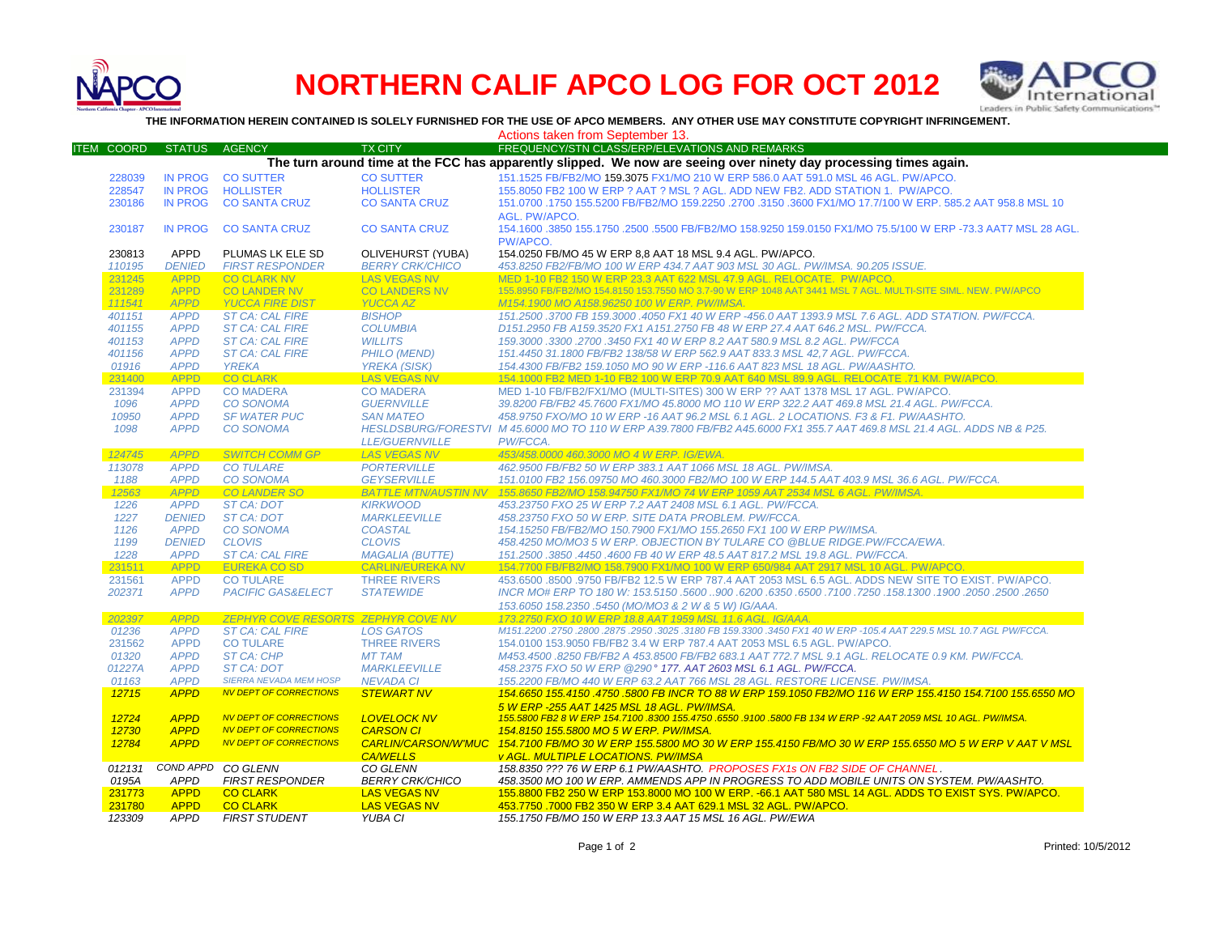# NORTHERN CALIF APCO LOG FOR OCT 2012

**THE INFORMATION HEREIN CONTAINED IS SOLELY FURNISHED FOR THE USE OF APCO MEMBERS. ANY OTHER USE MAY CONSTITUTE COPYRIGHT INFRINGEMENT.**

Actions taken from September 13.

| ITEM COORD | STATUS | AGENCY | TX CITY | FREQUENCY/STN CLASS/ERP/ELEVATIONS AND REMARKS |
|---|---|---|---|---|
| | | | | **The turn around time at the FCC has apparently slipped. We now are seeing over ninety day processing times again.** |
| 228039 | IN PROG | CO SUTTER | CO SUTTER | 151.1525 FB/FB2/MO 159.3075 FX1/MO 210 W ERP 586.0 AAT 591.0 MSL 46 AGL. PW/APCO. |
| 228547 | IN PROG | HOLLISTER | HOLLISTER | 155.8050 FB2 100 W ERP ? AAT ? MSL ? AGL. ADD NEW FB2. ADD STATION 1. PW/APCO. |
| 230186 | IN PROG | CO SANTA CRUZ | CO SANTA CRUZ | 151.0700 .1750 155.5200 FB/FB2/MO 159.2250 .2700 .3150 .3600 FX1/MO 17.7/100 W ERP. 585.2 AAT 958.8 MSL 10 AGL. PW/APCO. |
| 230187 | IN PROG | CO SANTA CRUZ | CO SANTA CRUZ | 154.1600 .3850 155.1750 .2500 .5500 FB/FB2/MO 158.9250 159.0150 FX1/MO 75.5/100 W ERP -73.3 AAT7 MSL 28 AGL. PW/APCO. |
| 230813 | APPD | PLUMAS LK ELE SD | OLIVEHURST (YUBA) | 154.0250 FB/MO 45 W ERP 8,8 AAT 18 MSL 9.4 AGL. PW/APCO. |
| 110195 | DENIED | FIRST RESPONDER | BERRY CRK/CHICO | 453.8250 FB2/FB/MO 100 W ERP 434.7 AAT 903 MSL 30 AGL. PW/IMSA. 90.205 ISSUE. |
| 231245 | APPD | CO CLARK NV | LAS VEGAS NV | MED 1-10 FB2 150 W ERP 23.3 AAT 622 MSL 47.9 AGL. RELOCATE. PW/APCO. |
| 231289 | APPD | CO LANDER NV | CO LANDERS NV | 155.8950 FB/FB2/MO 154.8150 153.7550 MO 3.7-90 W ERP 1048 AAT 3441 MSL 7 AGL. MULTI-SITE SIML. NEW. PW/APCO |
| 111541 | APPD | YUCCA FIRE DIST | YUCCA AZ | M154.1900 MO A158.96250 100 W ERP. PW/IMSA. |
| 401151 | APPD | ST CA: CAL FIRE | BISHOP | 151.2500 .3700 FB 159.3000 .4050 FX1 40 W ERP -456.0 AAT 1393.9 MSL 7.6 AGL. ADD STATION. PW/FCCA. |
| 401155 | APPD | ST CA: CAL FIRE | COLUMBIA | D151.2950 FB A159.3520 FX1 A151.2750 FB 48 W ERP 27.4 AAT 646.2 MSL. PW/FCCA. |
| 401153 | APPD | ST CA: CAL FIRE | WILLITS | 159.3000 .3300 .2700 .3450 FX1 40 W ERP 8.2 AAT 580.9 MSL 8.2 AGL. PW/FCCA |
| 401156 | APPD | ST CA: CAL FIRE | PHILO (MEND) | 151.4450 31.1800 FB/FB2 138/58 W ERP 562.9 AAT 833.3 MSL 42,7 AGL. PW/FCCA. |
| 01916 | APPD | YREKA | YREKA (SISK) | 154.4300 FB/FB2 159.1050 MO 90 W ERP -116.6 AAT 823 MSL 18 AGL. PW/AASHTO. |
| 231400 | APPD | CO CLARK | LAS VEGAS NV | 154.1000 FB2 MED 1-10 FB2 100 W ERP 70.9 AAT 640 MSL 89.9 AGL. RELOCATE .71 KM. PW/APCO. |
| 231394 | APPD | CO MADERA | CO MADERA | MED 1-10 FB/FB2/FX1/MO (MULTI-SITES) 300 W ERP ?? AAT 1378 MSL 17 AGL. PW/APCO. |
| 1096 | APPD | CO SONOMA | GUERNVILLE | 39.8200 FB/FB2 45.7600 FX1/MO 45.8000 MO 110 W ERP 322.2 AAT 469.8 MSL 21.4 AGL. PW/FCCA. |
| 10950 | APPD | SF WATER PUC | SAN MATEO | 458.9750 FXO/MO 10 W ERP -16 AAT 96.2 MSL 6.1 AGL. 2 LOCATIONS. F3 & F1. PW/AASHTO. |
| 1098 | APPD | CO SONOMA | HESLDSBURG/FORESTVILLE/GUERNVILLE | M 45.6000 MO TO 110 W ERP A39.7800 FB/FB2 A45.6000 FX1 355.7 AAT 469.8 MSL 21.4 AGL. ADDS NB & P25. PW/FCCA. |
| 124745 | APPD | SWITCH COMM GP | LAS VEGAS NV | 453/458.0000 460.3000 MO 4 W ERP. IG/EWA. |
| 113078 | APPD | CO TULARE | PORTERVILLE | 462.9500 FB/FB2 50 W ERP 383.1 AAT 1066 MSL 18 AGL. PW/IMSA. |
| 1188 | APPD | CO SONOMA | GEYSERVILLE | 151.0100 FB2 156.09750 MO 460.3000 FB2/MO 100 W ERP 144.5 AAT 403.9 MSL 36.6 AGL. PW/FCCA. |
| 12563 | APPD | CO LANDER SO | BATTLE MTN/AUSTIN NV | 155.8650 FB2/MO 158.94750 FX1/MO 74 W ERP 1059 AAT 2534 MSL 6 AGL. PW/IMSA. |
| 1226 | APPD | ST CA: DOT | KIRKWOOD | 453.23750 FXO 25 W ERP 7.2 AAT 2408 MSL 6.1 AGL. PW/FCCA. |
| 1227 | DENIED | ST CA: DOT | MARKLEEVILLE | 458.23750 FXO 50 W ERP. SITE DATA PROBLEM. PW/FCCA. |
| 1126 | APPD | CO SONOMA | COASTAL | 154.15250 FB/FB2/MO 150.7900 FX1/MO 155.2650 FX1 100 W ERP PW/IMSA. |
| 1199 | DENIED | CLOVIS | CLOVIS | 458.4250 MO/MO3 5 W ERP. OBJECTION BY TULARE CO @BLUE RIDGE.PW/FCCA/EWA. |
| 1228 | APPD | ST CA: CAL FIRE | MAGALIA (BUTTE) | 151.2500 .3850 .4450 .4600 FB 40 W ERP 48.5 AAT 817.2 MSL 19.8 AGL. PW/FCCA. |
| 231511 | APPD | EUREKA CO SD | CARLIN/EUREKA NV | 154.7700 FB/FB2/MO 158.7900 FX1/MO 100 W ERP 650/984 AAT 2917 MSL 10 AGL. PW/APCO. |
| 231561 | APPD | CO TULARE | THREE RIVERS | 453.6500 .8500 .9750 FB/FB2 12.5 W ERP 787.4 AAT 2053 MSL 6.5 AGL. ADDS NEW SITE TO EXIST. PW/APCO. |
| 202371 | APPD | PACIFIC GAS&ELECT | STATEWIDE | INCR MO# ERP TO 180 W: 153.5150 .5600 ..900 .6200 .6350 .6500 .7100 .7250 .158.1300 .1900 .2050 .2500 .2650 153.6050 158.2350 .5450 (MO/MO3 & 2 W & 5 W) IG/AAA. |
| 202397 | APPD | ZEPHYR COVE RESORTS | ZEPHYR COVE NV | 173.2750 FXO 10 W ERP 18.8 AAT 1959 MSL 11.6 AGL. IG/AAA. |
| 01236 | APPD | ST CA: CAL FIRE | LOS GATOS | M151.2200 .2750 .2800 .2875 .2950 .3025 .3180 FB 159.3300 .3450 FX1 40 W ERP -105.4 AAT 229.5 MSL 10.7 AGL PW/FCCA. |
| 231562 | APPD | CO TULARE | THREE RIVERS | 154.0100 153.9050 FB/FB2 3.4 W ERP 787.4 AAT 2053 MSL 6.5 AGL. PW/APCO. |
| 01320 | APPD | ST CA: CHP | MT TAM | M453.4500 .8250 FB/FB2 A 453.8500 FB/FB2 683.1 AAT 772.7 MSL 9.1 AGL. RELOCATE 0.9 KM. PW/FCCA. |
| 01227A | APPD | ST CA: DOT | MARKLEEVILLE | 458.2375 FXO 50 W ERP @290° 177. AAT 2603 MSL 6.1 AGL. PW/FCCA. |
| 01163 | APPD | SIERRA NEVADA MEM HOSP | NEVADA CI | 155.2200 FB/MO 440 W ERP 63.2 AAT 766 MSL 28 AGL. RESTORE LICENSE. PW/IMSA. |
| 12715 | APPD | NV DEPT OF CORRECTIONS | STEWART NV | 154.6650 155.4150 .4750 .5800 FB INCR TO 88 W ERP 159.1050 FB2/MO 116 W ERP 155.4150 154.7100 155.6550 MO 5 W ERP -255 AAT 1425 MSL 18 AGL. PW/IMSA. |
| 12724 | APPD | NV DEPT OF CORRECTIONS | LOVELOCK NV | 155.5800 FB2 8 W ERP 154.7100 .8300 155.4750 .6550 .9100 .5800 FB 134 W ERP -92 AAT 2059 MSL 10 AGL. PW/IMSA. |
| 12730 | APPD | NV DEPT OF CORRECTIONS | CARSON CI | 154.8150 155.5800 MO 5 W ERP. PW/IMSA. |
| 12784 | APPD | NV DEPT OF CORRECTIONS | CARLIN/CARSON/W'MUC CA/WELLS | 154.7100 FB/MO 30 W ERP 155.5800 MO 30 W ERP 155.4150 FB/MO 30 W ERP 155.6550 MO 5 W ERP V AAT V MSL v AGL. MULTIPLE LOCATIONS. PW/IMSA |
| 012131 | COND APPD | CO GLENN | CO GLENN | 158.8350 ??? 76 W ERP 6.1 PW/AASHTO. PROPOSES FX1s ON FB2 SIDE OF CHANNEL. |
| 0195A | APPD | FIRST RESPONDER | BERRY CRK/CHICO | 458.3500 MO 100 W ERP. AMMENDS APP IN PROGRESS TO ADD MOBILE UNITS ON SYSTEM. PW/AASHTO. |
| 231773 | APPD | CO CLARK | LAS VEGAS NV | 155.8800 FB2 250 W ERP 153.8000 MO 100 W ERP. -66.1 AAT 580 MSL 14 AGL. ADDS TO EXIST SYS. PW/APCO. |
| 231780 | APPD | CO CLARK | LAS VEGAS NV | 453.7750 .7000 FB2 350 W ERP 3.4 AAT 629.1 MSL 32 AGL. PW/APCO. |
| 123309 | APPD | FIRST STUDENT | YUBA CI | 155.1750 FB/MO 150 W ERP 13.3 AAT 15 MSL 16 AGL. PW/EWA |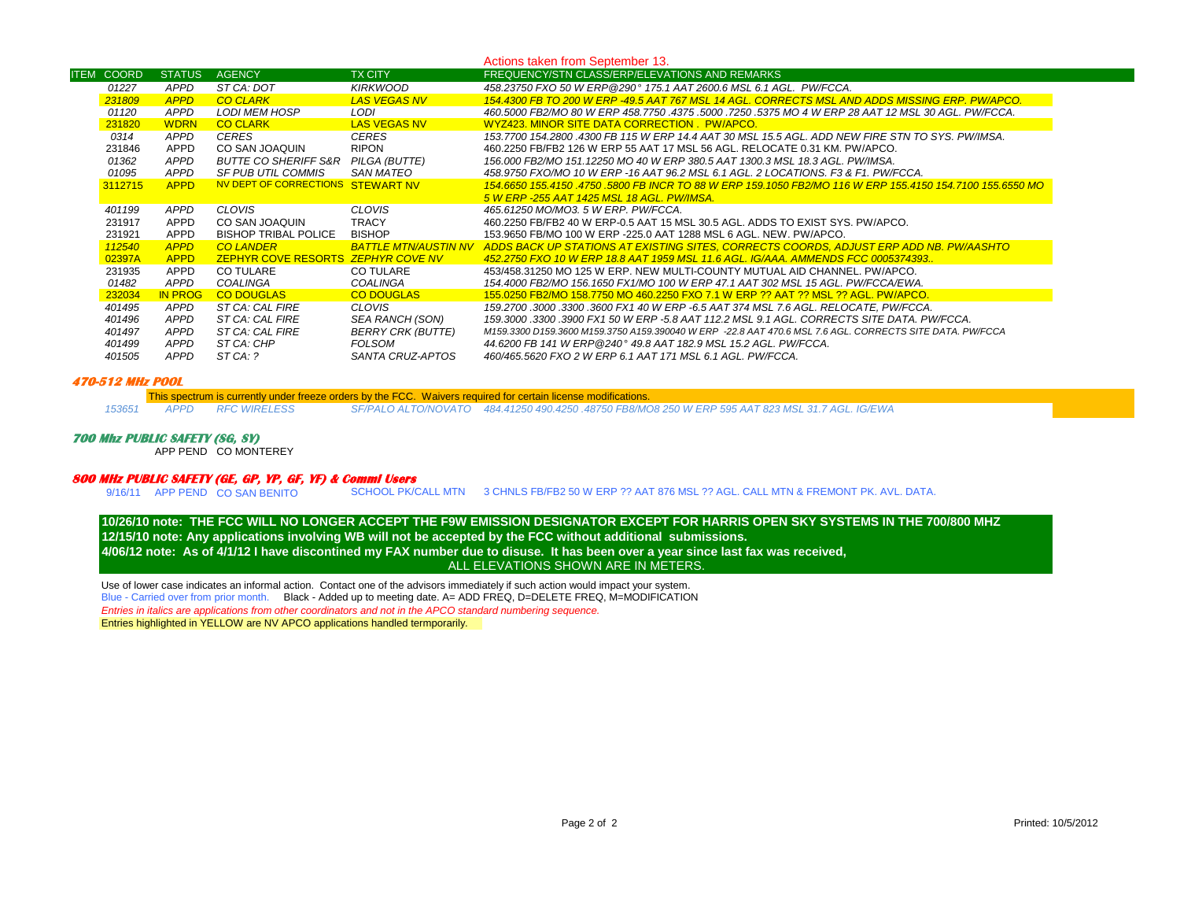Actions taken from September 13.

| ITEM | COORD | STATUS | AGENCY | TX CITY | FREQUENCY/STN CLASS/ERP/ELEVATIONS AND REMARKS |
|---|---|---|---|---|---|
| | *01227* | *APPD* | *ST CA: DOT* | *KIRKWOOD* | *458.23750 FXO 50 W ERP@290° 175.1 AAT 2600.6 MSL 6.1 AGL. PW/FCCA.* |
| | *231809* | *APPD* | *CO CLARK* | *LAS VEGAS NV* | *154.4300 FB TO 200 W ERP -49.5 AAT 767 MSL 14 AGL. CORRECTS MSL AND ADDS MISSING ERP. PW/APCO.* |
| | *01120* | *APPD* | *LODI MEM HOSP* | *LODI* | *460.5000 FB2/MO 80 W ERP 458.7750 .4375 .5000 .7250 .5375 MO 4 W ERP 28 AAT 12 MSL 30 AGL. PW/FCCA.* |
| | 231820 | WDRN | CO CLARK | LAS VEGAS NV | WYZ423. MINOR SITE DATA CORRECTION . PW/APCO. |
| | *0314* | *APPD* | *CERES* | *CERES* | *153.7700 154.2800 .4300 FB 115 W ERP 14.4 AAT 30 MSL 15.5 AGL. ADD NEW FIRE STN TO SYS. PW/IMSA.* |
| | 231846 | APPD | CO SAN JOAQUIN | RIPON | 460.2250 FB/FB2 126 W ERP 55 AAT 17 MSL 56 AGL. RELOCATE 0.31 KM. PW/APCO. |
| | *01362* | *APPD* | *BUTTE CO SHERIFF S&R* | *PILGA (BUTTE)* | *156.000 FB2/MO 151.12250 MO 40 W ERP 380.5 AAT 1300.3 MSL 18.3 AGL. PW/IMSA.* |
| | *01095* | *APPD* | *SF PUB UTIL COMMIS* | *SAN MATEO* | *458.9750 FXO/MO 10 W ERP -16 AAT 96.2 MSL 6.1 AGL. 2 LOCATIONS. F3 & F1. PW/FCCA.* |
| | 3112715 | APPD | NV DEPT OF CORRECTIONS | STEWART NV | *154.6650 155.4150 .4750 .5800 FB INCR TO 88 W ERP 159.1050 FB2/MO 116 W ERP 155.4150 154.7100 155.6550 MO 5 W ERP -255 AAT 1425 MSL 18 AGL. PW/IMSA.* |
| | *401199* | *APPD* | *CLOVIS* | *CLOVIS* | *465.61250 MO/MO3. 5 W ERP. PW/FCCA.* |
| | 231917 | APPD | CO SAN JOAQUIN | TRACY | 460.2250 FB/FB2 40 W ERP-0.5 AAT 15 MSL 30.5 AGL. ADDS TO EXIST SYS. PW/APCO. |
| | 231921 | APPD | BISHOP TRIBAL POLICE | BISHOP | 153.9650 FB/MO 100 W ERP -225.0 AAT 1288 MSL 6 AGL. NEW. PW/APCO. |
| | *112540* | *APPD* | *CO LANDER* | *BATTLE MTN/AUSTIN NV* | *ADDS BACK UP STATIONS AT EXISTING SITES, CORRECTS COORDS, ADJUST ERP ADD NB. PW/AASHTO* |
| | 02397A | APPD | ZEPHYR COVE RESORTS | *ZEPHYR COVE NV* | *452.2750 FXO 10 W ERP 18.8 AAT 1959 MSL 11.6 AGL. IG/AAA. AMMENDS FCC 0005374393..* |
| | 231935 | APPD | CO TULARE | CO TULARE | 453/458.31250 MO 125 W ERP. NEW MULTI-COUNTY MUTUAL AID CHANNEL. PW/APCO. |
| | *01482* | *APPD* | *COALINGA* | *COALINGA* | *154.4000 FB2/MO 156.1650 FX1/MO 100 W ERP 47.1 AAT 302 MSL 15 AGL. PW/FCCA/EWA.* |
| | 232034 | IN PROG | CO DOUGLAS | CO DOUGLAS | 155.0250 FB2/MO 158.7750 MO 460.2250 FXO 7.1 W ERP ?? AAT ?? MSL ?? AGL. PW/APCO. |
| | *401495* | *APPD* | *ST CA: CAL FIRE* | *CLOVIS* | *159.2700 .3000 .3300 .3600 FX1 40 W ERP -6.5 AAT 374 MSL 7.6 AGL. RELOCATE, PW/FCCA.* |
| | *401496* | *APPD* | *ST CA: CAL FIRE* | *SEA RANCH (SON)* | *159.3000 .3300 .3900 FX1 50 W ERP -5.8 AAT 112.2 MSL 9.1 AGL. CORRECTS SITE DATA. PW/FCCA.* |
| | *401497* | *APPD* | *ST CA: CAL FIRE* | *BERRY CRK (BUTTE)* | *M159.3300 D159.3600 M159.3750 A159.390040 W ERP -22.8 AAT 470.6 MSL 7.6 AGL. CORRECTS SITE DATA. PW/FCCA* |
| | *401499* | *APPD* | *ST CA: CHP* | *FOLSOM* | *44.6200 FB 141 W ERP@240° 49.8 AAT 182.9 MSL 15.2 AGL. PW/FCCA.* |
| | *401505* | *APPD* | *ST CA: ?* | *SANTA CRUZ-APTOS* | *460/465.5620 FXO 2 W ERP 6.1 AAT 171 MSL 6.1 AGL. PW/FCCA.* |

### *470-512 MHz POOL*

This spectrum is currently under freeze orders by the FCC. Waivers required for certain license modifications.

| | | | | |
|---|---|---|---|---|
| *153651* | *APPD* | *RFC WIRELESS* | *SF/PALO ALTO/NOVATO* | *484.41250 490.4250 .48750 FB8/MO8 250 W ERP 595 AAT 823 MSL 31.7 AGL. IG/EWA* |

### *700 Mhz PUBLIC SAFETY (SG, SY)*

APP PEND CO MONTEREY

### *800 MHz PUBLIC SAFETY (GE, GP, YP, GF, YF) & Comml Users*

| | | | | |
|---|---|---|---|---|
| 9/16/11 | APP PEND | CO SAN BENITO | SCHOOL PK/CALL MTN | 3 CHNLS FB/FB2 50 W ERP ?? AAT 876 MSL ?? AGL. CALL MTN & FREMONT PK. AVL. DATA. |

**10/26/10 note: THE FCC WILL NO LONGER ACCEPT THE F9W EMISSION DESIGNATOR EXCEPT FOR HARRIS OPEN SKY SYSTEMS IN THE 700/800 MHZ**
**12/15/10 note: Any applications involving WB will not be accepted by the FCC without additional submissions.**
**4/06/12 note: As of 4/1/12 I have discontinued my FAX number due to disuse. It has been over a year since last fax was received,**

ALL ELEVATIONS SHOWN ARE IN METERS.

Use of lower case indicates an informal action. Contact one of the advisors immediately if such action would impact your system.
Blue - Carried over from prior month. Black - Added up to meeting date. A= ADD FREQ, D=DELETE FREQ, M=MODIFICATION
*Entries in italics are applications from other coordinators and not in the APCO standard numbering sequence.*
Entries highlighted in YELLOW are NV APCO applications handled termporarily.

Printed: 10/5/2012